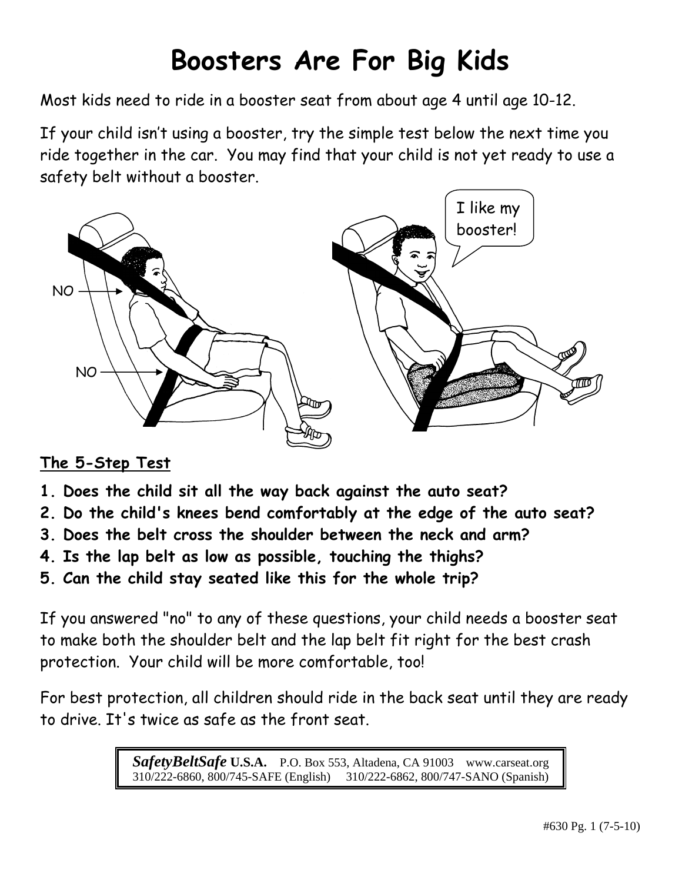# Boosters Are For Big Kids

Most kids need to ride in a booster seat from about age 4 until age 10-12.

If your child isn't using a booster, try the simple test below the next time you ride together in the car. You may find that your child is not yet ready to use a safety belt without a booster.

NO

NO

I like my booster!

**The 5-Step Test**

1. **Does the child sit all the way back against the auto seat?**
2. **Do the child's knees bend comfortably at the edge of the auto seat?**
3. **Does the belt cross the shoulder between the neck and arm?**
4. **Is the lap belt as low as possible, touching the thighs?**
5. **Can the child stay seated like this for the whole trip?**

If you answered "no" to any of these questions, your child needs a booster seat to make both the shoulder belt and the lap belt fit right for the best crash protection. Your child will be more comfortable, too!

For best protection, all children should ride in the back seat until they are ready to drive. It's twice as safe as the front seat.

***SafetyBeltSafe* U.S.A.** P.O. Box 553, Altadena, CA 91003 www.carseat.org
310/222-6860, 800/745-SAFE (English) 310/222-6862, 800/747-SANO (Spanish)

#630 Pg. 1 (7-5-10)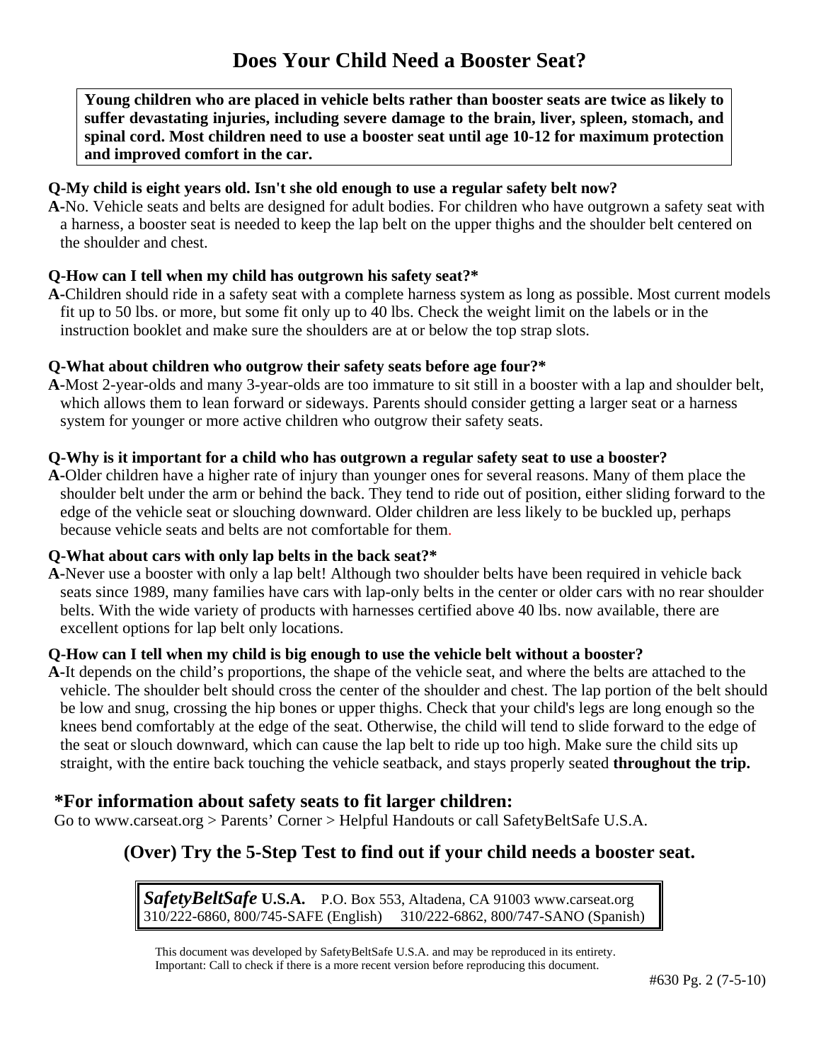# Does Your Child Need a Booster Seat?

**Young children who are placed in vehicle belts rather than booster seats are twice as likely to suffer devastating injuries, including severe damage to the brain, liver, spleen, stomach, and spinal cord. Most children need to use a booster seat until age 10-12 for maximum protection and improved comfort in the car.**

**Q-My child is eight years old. Isn't she old enough to use a regular safety belt now?**

**A-**No. Vehicle seats and belts are designed for adult bodies. For children who have outgrown a safety seat with a harness, a booster seat is needed to keep the lap belt on the upper thighs and the shoulder belt centered on the shoulder and chest.

**Q-How can I tell when my child has outgrown his safety seat?***

**A-**Children should ride in a safety seat with a complete harness system as long as possible. Most current models fit up to 50 lbs. or more, but some fit only up to 40 lbs. Check the weight limit on the labels or in the instruction booklet and make sure the shoulders are at or below the top strap slots.

**Q-What about children who outgrow their safety seats before age four?***

**A-**Most 2-year-olds and many 3-year-olds are too immature to sit still in a booster with a lap and shoulder belt, which allows them to lean forward or sideways. Parents should consider getting a larger seat or a harness system for younger or more active children who outgrow their safety seats.

**Q-Why is it important for a child who has outgrown a regular safety seat to use a booster?**

**A-**Older children have a higher rate of injury than younger ones for several reasons. Many of them place the shoulder belt under the arm or behind the back. They tend to ride out of position, either sliding forward to the edge of the vehicle seat or slouching downward. Older children are less likely to be buckled up, perhaps because vehicle seats and belts are not comfortable for them.

**Q-What about cars with only lap belts in the back seat?***

**A-**Never use a booster with only a lap belt! Although two shoulder belts have been required in vehicle back seats since 1989, many families have cars with lap-only belts in the center or older cars with no rear shoulder belts. With the wide variety of products with harnesses certified above 40 lbs. now available, there are excellent options for lap belt only locations.

**Q-How can I tell when my child is big enough to use the vehicle belt without a booster?**

**A-**It depends on the child's proportions, the shape of the vehicle seat, and where the belts are attached to the vehicle. The shoulder belt should cross the center of the shoulder and chest. The lap portion of the belt should be low and snug, crossing the hip bones or upper thighs. Check that your child's legs are long enough so the knees bend comfortably at the edge of the seat. Otherwise, the child will tend to slide forward to the edge of the seat or slouch downward, which can cause the lap belt to ride up too high. Make sure the child sits up straight, with the entire back touching the vehicle seatback, and stays properly seated **throughout the trip.**

## *For information about safety seats to fit larger children:

Go to www.carseat.org > Parents' Corner > Helpful Handouts or call SafetyBeltSafe U.S.A.

## (Over) Try the 5-Step Test to find out if your child needs a booster seat.

***SafetyBeltSafe* U.S.A.** P.O. Box 553, Altadena, CA 91003 www.carseat.org
310/222-6860, 800/745-SAFE (English) 310/222-6862, 800/747-SANO (Spanish)

This document was developed by SafetyBeltSafe U.S.A. and may be reproduced in its entirety.
Important: Call to check if there is a more recent version before reproducing this document.

#630 Pg. 2 (7-5-10)